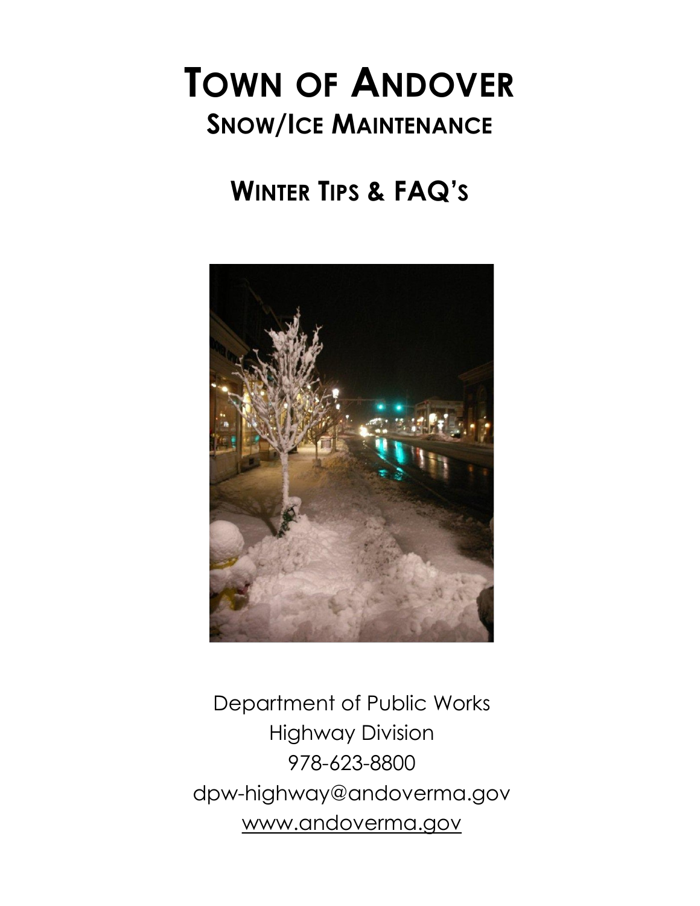# Town of Andover
## Snow/Ice Maintenance

## Winter Tips & FAQ's

Department of Public Works
Highway Division
978-623-8800
dpw-highway@andoverma.gov
www.andoverma.gov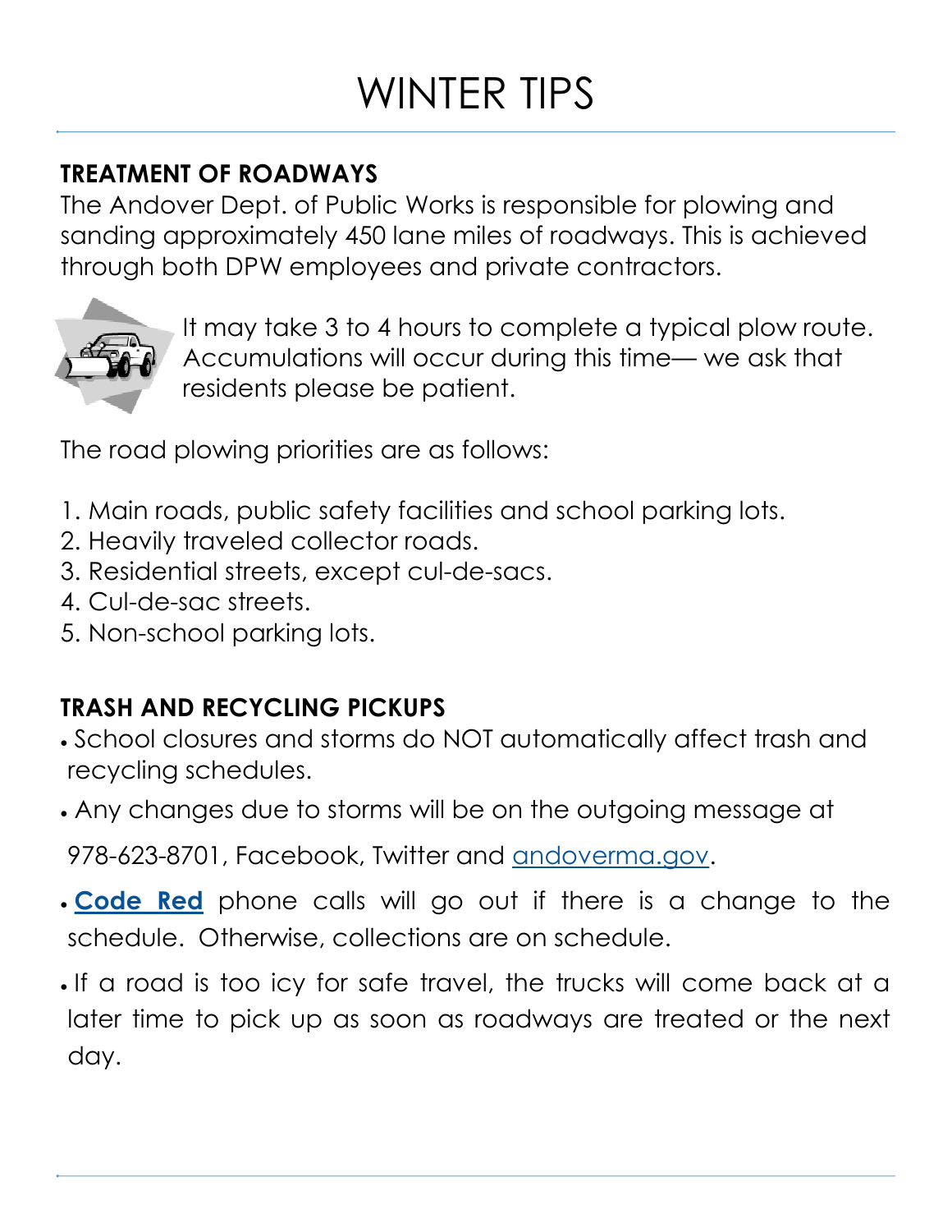# WINTER TIPS

## TREATMENT OF ROADWAYS

The Andover Dept. of Public Works is responsible for plowing and sanding approximately 450 lane miles of roadways. This is achieved through both DPW employees and private contractors.

It may take 3 to 4 hours to complete a typical plow route. Accumulations will occur during this time— we ask that residents please be patient.

The road plowing priorities are as follows:

1. Main roads, public safety facilities and school parking lots.
2. Heavily traveled collector roads.
3. Residential streets, except cul-de-sacs.
4. Cul-de-sac streets.
5. Non-school parking lots.

## TRASH AND RECYCLING PICKUPS

- School closures and storms do NOT automatically affect trash and recycling schedules.
- Any changes due to storms will be on the outgoing message at 978-623-8701, Facebook, Twitter and andoverma.gov.
- **Code Red** phone calls will go out if there is a change to the schedule. Otherwise, collections are on schedule.
- If a road is too icy for safe travel, the trucks will come back at a later time to pick up as soon as roadways are treated or the next day.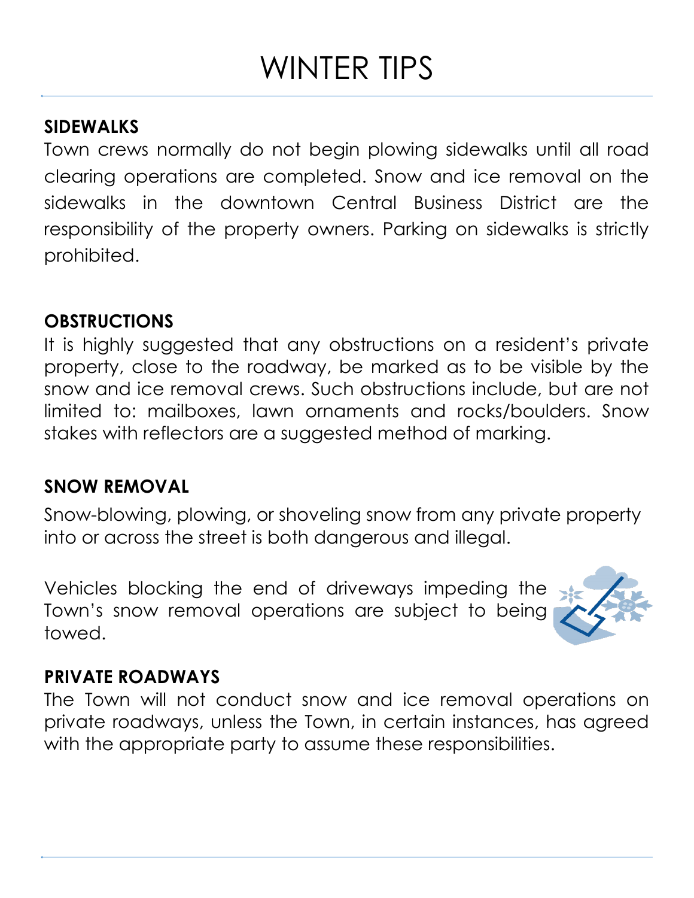# WINTER TIPS

**SIDEWALKS**

Town crews normally do not begin plowing sidewalks until all road clearing operations are completed. Snow and ice removal on the sidewalks in the downtown Central Business District are the responsibility of the property owners. Parking on sidewalks is strictly prohibited.

**OBSTRUCTIONS**

It is highly suggested that any obstructions on a resident's private property, close to the roadway, be marked as to be visible by the snow and ice removal crews. Such obstructions include, but are not limited to: mailboxes, lawn ornaments and rocks/boulders. Snow stakes with reflectors are a suggested method of marking.

**SNOW REMOVAL**

Snow-blowing, plowing, or shoveling snow from any private property into or across the street is both dangerous and illegal.

Vehicles blocking the end of driveways impeding the Town's snow removal operations are subject to being towed.

**PRIVATE ROADWAYS**

The Town will not conduct snow and ice removal operations on private roadways, unless the Town, in certain instances, has agreed with the appropriate party to assume these responsibilities.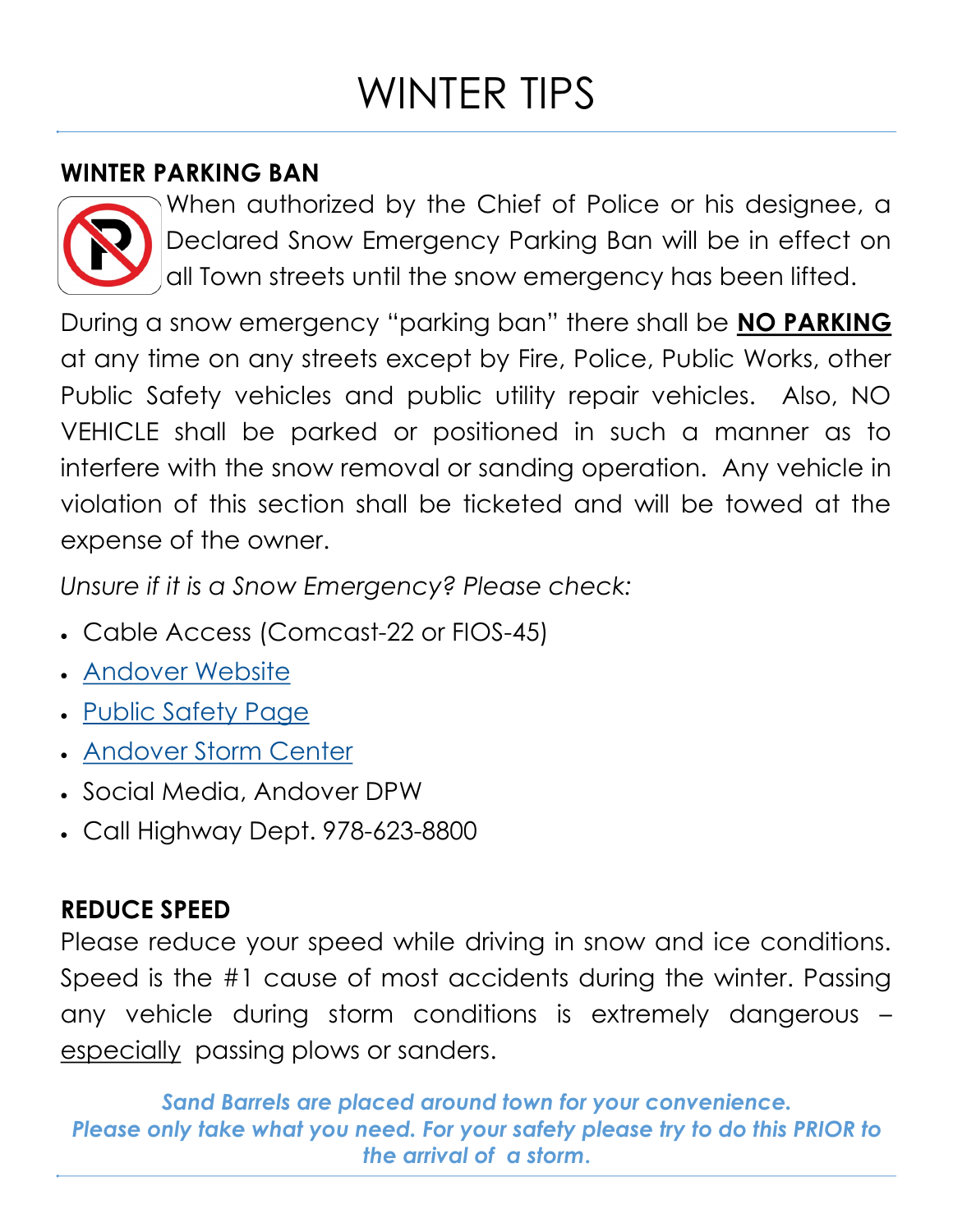# WINTER TIPS

## WINTER PARKING BAN

When authorized by the Chief of Police or his designee, a Declared Snow Emergency Parking Ban will be in effect on all Town streets until the snow emergency has been lifted.

During a snow emergency "parking ban" there shall be **NO PARKING** at any time on any streets except by Fire, Police, Public Works, other Public Safety vehicles and public utility repair vehicles. Also, NO VEHICLE shall be parked or positioned in such a manner as to interfere with the snow removal or sanding operation. Any vehicle in violation of this section shall be ticketed and will be towed at the expense of the owner.

*Unsure if it is a Snow Emergency? Please check:*

- Cable Access (Comcast-22 or FIOS-45)
- Andover Website
- Public Safety Page
- Andover Storm Center
- Social Media, Andover DPW
- Call Highway Dept. 978-623-8800

## REDUCE SPEED

Please reduce your speed while driving in snow and ice conditions. Speed is the #1 cause of most accidents during the winter. Passing any vehicle during storm conditions is extremely dangerous – especially passing plows or sanders.

***Sand Barrels are placed around town for your convenience. Please only take what you need. For your safety please try to do this PRIOR to the arrival of a storm.***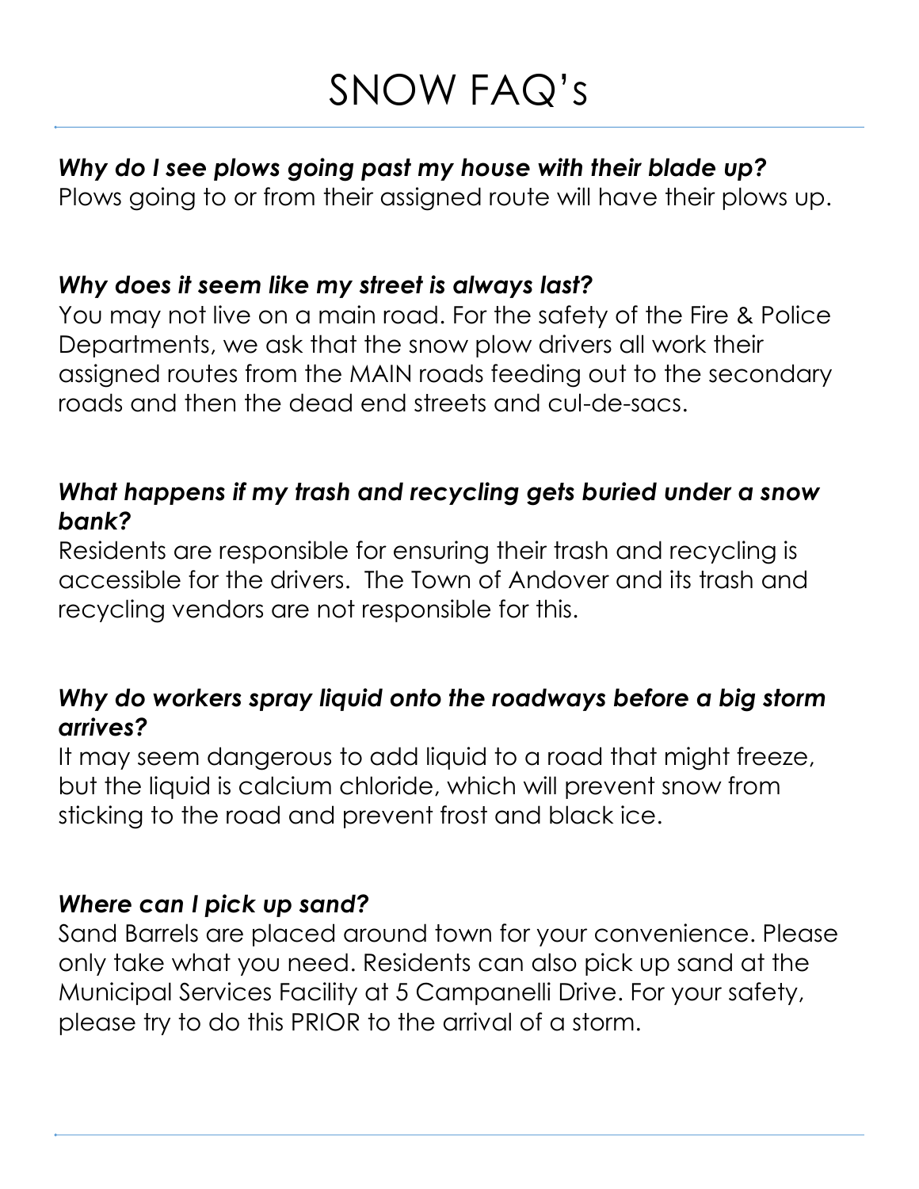# SNOW FAQ's

***Why do I see plows going past my house with their blade up?***

Plows going to or from their assigned route will have their plows up.

***Why does it seem like my street is always last?***

You may not live on a main road. For the safety of the Fire & Police Departments, we ask that the snow plow drivers all work their assigned routes from the MAIN roads feeding out to the secondary roads and then the dead end streets and cul-de-sacs.

***What happens if my trash and recycling gets buried under a snow bank?***

Residents are responsible for ensuring their trash and recycling is accessible for the drivers. The Town of Andover and its trash and recycling vendors are not responsible for this.

***Why do workers spray liquid onto the roadways before a big storm arrives?***

It may seem dangerous to add liquid to a road that might freeze, but the liquid is calcium chloride, which will prevent snow from sticking to the road and prevent frost and black ice.

***Where can I pick up sand?***

Sand Barrels are placed around town for your convenience. Please only take what you need. Residents can also pick up sand at the Municipal Services Facility at 5 Campanelli Drive. For your safety, please try to do this PRIOR to the arrival of a storm.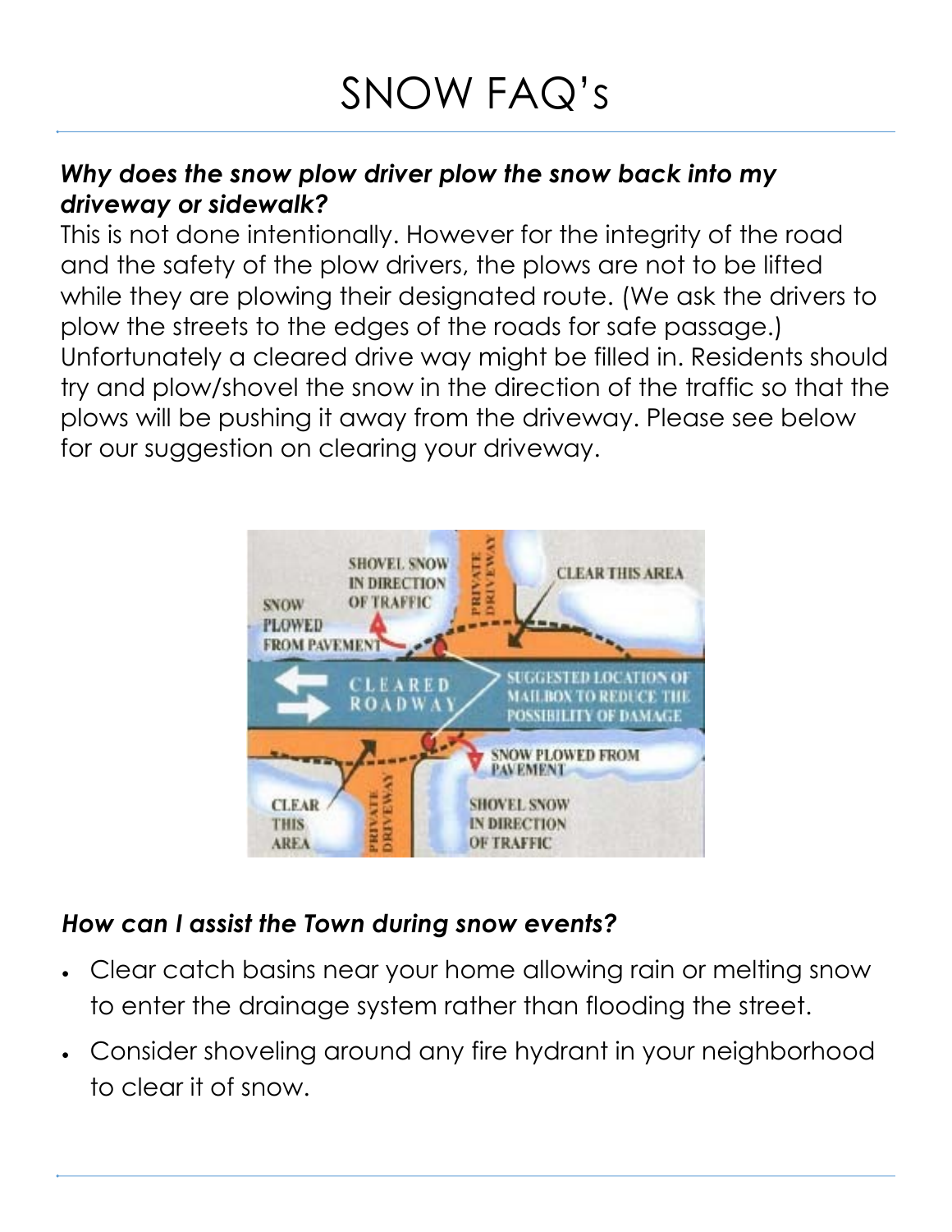# SNOW FAQ's

***Why does the snow plow driver plow the snow back into my driveway or sidewalk?***

This is not done intentionally. However for the integrity of the road and the safety of the plow drivers, the plows are not to be lifted while they are plowing their designated route. (We ask the drivers to plow the streets to the edges of the roads for safe passage.) Unfortunately a cleared drive way might be filled in. Residents should try and plow/shovel the snow in the direction of the traffic so that the plows will be pushing it away from the driveway. Please see below for our suggestion on clearing your driveway.

SHOVEL SNOW IN DIRECTION OF TRAFFIC

PRIVATE DRIVEWAY

CLEAR THIS AREA

SNOW PLOWED FROM PAVEMENT

CLEARED ROADWAY

SUGGESTED LOCATION OF MAILBOX TO REDUCE THE POSSIBILITY OF DAMAGE

SNOW PLOWED FROM PAVEMENT

CLEAR THIS AREA

PRIVATE DRIVEWAY

SHOVEL SNOW IN DIRECTION OF TRAFFIC

***How can I assist the Town during snow events?***

- Clear catch basins near your home allowing rain or melting snow to enter the drainage system rather than flooding the street.
- Consider shoveling around any fire hydrant in your neighborhood to clear it of snow.